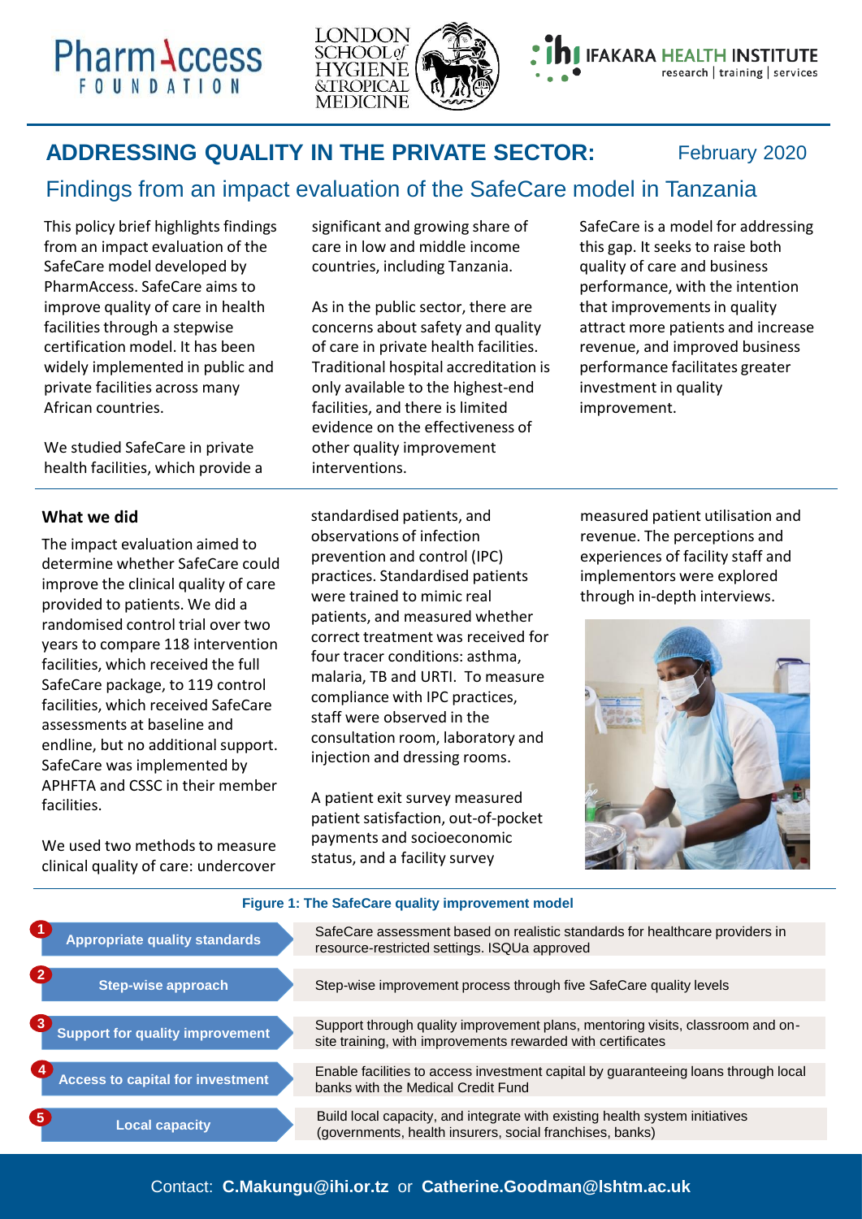# ADDRESSING QUALITY IN THE PRIVATE SECTOR:

February 2020

## Findings from an impact evaluation of the SafeCare model in Tanzania

This policy brief highlights findings from an impact evaluation of the SafeCare model developed by PharmAccess. SafeCare aims to improve quality of care in health facilities through a stepwise certification model. It has been widely implemented in public and private facilities across many African countries.

We studied SafeCare in private health facilities, which provide a significant and growing share of care in low and middle income countries, including Tanzania.

As in the public sector, there are concerns about safety and quality of care in private health facilities. Traditional hospital accreditation is only available to the highest-end facilities, and there is limited evidence on the effectiveness of other quality improvement interventions.

SafeCare is a model for addressing this gap. It seeks to raise both quality of care and business performance, with the intention that improvements in quality attract more patients and increase revenue, and improved business performance facilitates greater investment in quality improvement.

### What we did

The impact evaluation aimed to determine whether SafeCare could improve the clinical quality of care provided to patients. We did a randomised control trial over two years to compare 118 intervention facilities, which received the full SafeCare package, to 119 control facilities, which received SafeCare assessments at baseline and endline, but no additional support. SafeCare was implemented by APHFTA and CSSC in their member facilities.

We used two methods to measure clinical quality of care: undercover standardised patients, and observations of infection prevention and control (IPC) practices. Standardised patients were trained to mimic real patients, and measured whether correct treatment was received for four tracer conditions: asthma, malaria, TB and URTI. To measure compliance with IPC practices, staff were observed in the consultation room, laboratory and injection and dressing rooms.

A patient exit survey measured patient satisfaction, out-of-pocket payments and socioeconomic status, and a facility survey measured patient utilisation and revenue. The perceptions and experiences of facility staff and implementors were explored through in-depth interviews.

**Figure 1: The SafeCare quality improvement model**

| | |
|---|---|
| 1 Appropriate quality standards | SafeCare assessment based on realistic standards for healthcare providers in resource-restricted settings. ISQUa approved |
| 2 Step-wise approach | Step-wise improvement process through five SafeCare quality levels |
| 3 Support for quality improvement | Support through quality improvement plans, mentoring visits, classroom and on-site training, with improvements rewarded with certificates |
| 4 Access to capital for investment | Enable facilities to access investment capital by guaranteeing loans through local banks with the Medical Credit Fund |
| 5 Local capacity | Build local capacity, and integrate with existing health system initiatives (governments, health insurers, social franchises, banks) |

Contact: **C.Makungu@ihi.or.tz** or **Catherine.Goodman@lshtm.ac.uk**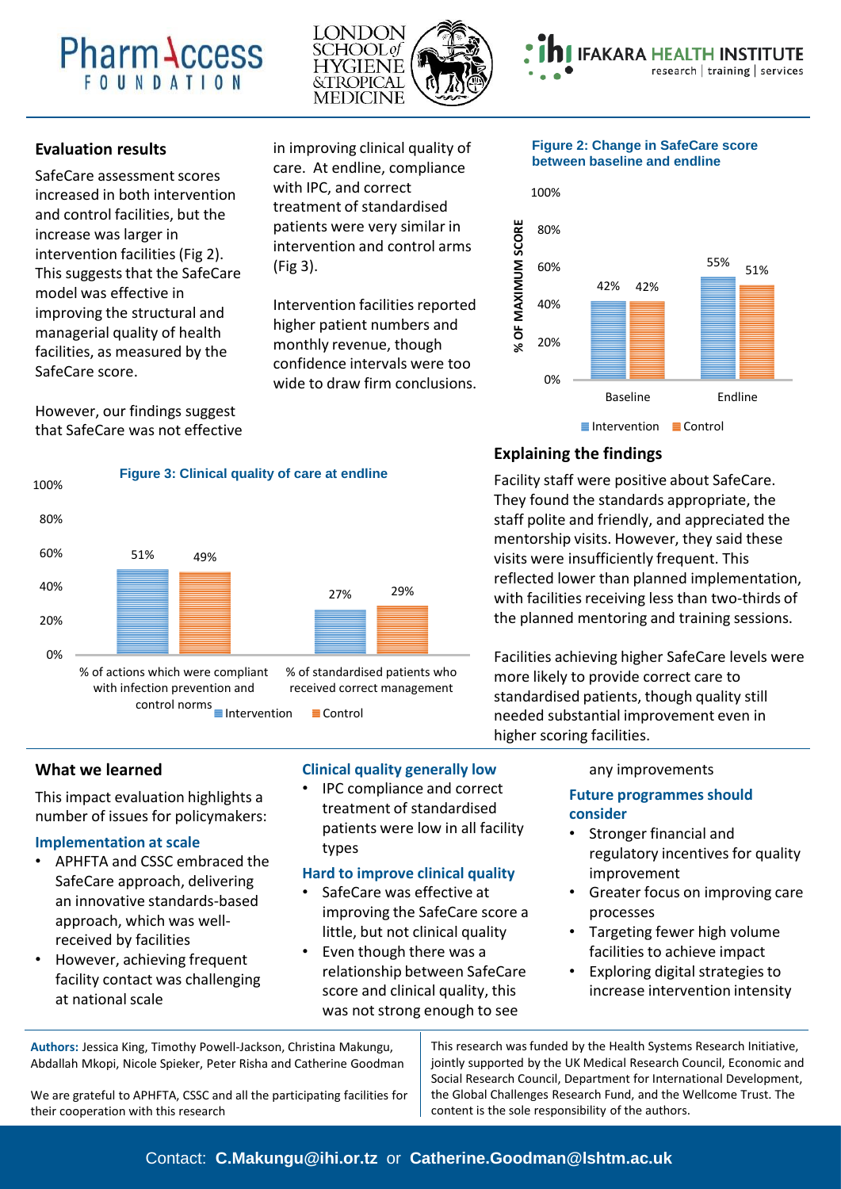## Evaluation results

SafeCare assessment scores increased in both intervention and control facilities, but the increase was larger in intervention facilities (Fig 2). This suggests that the SafeCare model was effective in improving the structural and managerial quality of health facilities, as measured by the SafeCare score.

However, our findings suggest that SafeCare was not effective in improving clinical quality of care. At endline, compliance with IPC, and correct treatment of standardised patients were very similar in intervention and control arms (Fig 3).

Intervention facilities reported higher patient numbers and monthly revenue, though confidence intervals were too wide to draw firm conclusions.

**Figure 2: Change in SafeCare score between baseline and endline**

% OF MAXIMUM SCORE

100%
80%
60%
40%
20%
0%

Baseline: 42% 42%
Endline: 55% 51%

Intervention Control

**Figure 3: Clinical quality of care at endline**

100%
80%
60%
40%
20%
0%

% of actions which were compliant with infection prevention and control norms: 51% 49%
% of standardised patients who received correct management: 27% 29%

Intervention Control

## Explaining the findings

Facility staff were positive about SafeCare. They found the standards appropriate, the staff polite and friendly, and appreciated the mentorship visits. However, they said these visits were insufficiently frequent. This reflected lower than planned implementation, with facilities receiving less than two-thirds of the planned mentoring and training sessions.

Facilities achieving higher SafeCare levels were more likely to provide correct care to standardised patients, though quality still needed substantial improvement even in higher scoring facilities.

## What we learned

This impact evaluation highlights a number of issues for policymakers:

### Implementation at scale

- APHFTA and CSSC embraced the SafeCare approach, delivering an innovative standards-based approach, which was well-received by facilities
- However, achieving frequent facility contact was challenging at national scale

### Clinical quality generally low

- IPC compliance and correct treatment of standardised patients were low in all facility types

### Hard to improve clinical quality

- SafeCare was effective at improving the SafeCare score a little, but not clinical quality
- Even though there was a relationship between SafeCare score and clinical quality, this was not strong enough to see any improvements

### Future programmes should consider

- Stronger financial and regulatory incentives for quality improvement
- Greater focus on improving care processes
- Targeting fewer high volume facilities to achieve impact
- Exploring digital strategies to increase intervention intensity

**Authors:** Jessica King, Timothy Powell-Jackson, Christina Makungu, Abdallah Mkopi, Nicole Spieker, Peter Risha and Catherine Goodman

We are grateful to APHFTA, CSSC and all the participating facilities for their cooperation with this research

This research was funded by the Health Systems Research Initiative, jointly supported by the UK Medical Research Council, Economic and Social Research Council, Department for International Development, the Global Challenges Research Fund, and the Wellcome Trust. The content is the sole responsibility of the authors.

Contact: **C.Makungu@ihi.or.tz** or **Catherine.Goodman@lshtm.ac.uk**